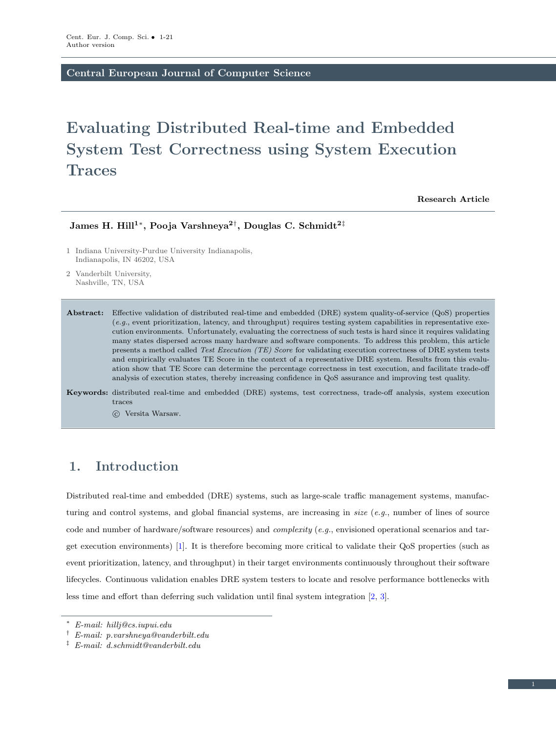Central European Journal of Computer Science

# Evaluating Distributed Real-time and Embedded System Test Correctness using System Execution Traces

**Research Article**

**James H. Hill[1*], Pooja Varshneya[2†], Douglas C. Schmidt[2‡]**

1 Indiana University-Purdue University Indianapolis,
Indianapolis, IN 46202, USA

2 Vanderbilt University,
Nashville, TN, USA

**Abstract:** Effective validation of distributed real-time and embedded (DRE) system quality-of-service (QoS) properties (*e.g.*, event prioritization, latency, and throughput) requires testing system capabilities in representative execution environments. Unfortunately, evaluating the correctness of such tests is hard since it requires validating many states dispersed across many hardware and software components. To address this problem, this article presents a method called *Test Execution (TE) Score* for validating execution correctness of DRE system tests and empirically evaluates TE Score in the context of a representative DRE system. Results from this evaluation show that TE Score can determine the percentage correctness in test execution, and facilitate trade-off analysis of execution states, thereby increasing confidence in QoS assurance and improving test quality.

**Keywords:** distributed real-time and embedded (DRE) systems, test correctness, trade-off analysis, system execution traces

© Versita Warsaw.

## 1. Introduction

Distributed real-time and embedded (DRE) systems, such as large-scale traffic management systems, manufacturing and control systems, and global financial systems, are increasing in *size* (*e.g.*, number of lines of source code and number of hardware/software resources) and *complexity* (*e.g.*, envisioned operational scenarios and target execution environments) [1]. It is therefore becoming more critical to validate their QoS properties (such as event prioritization, latency, and throughput) in their target environments continuously throughout their software lifecycles. Continuous validation enables DRE system testers to locate and resolve performance bottlenecks with less time and effort than deferring such validation until final system integration [2, 3].

---

* *E-mail: hillj@cs.iupui.edu*

† *E-mail: p.varshneya@vanderbilt.edu*

‡ *E-mail: d.schmidt@vanderbilt.edu*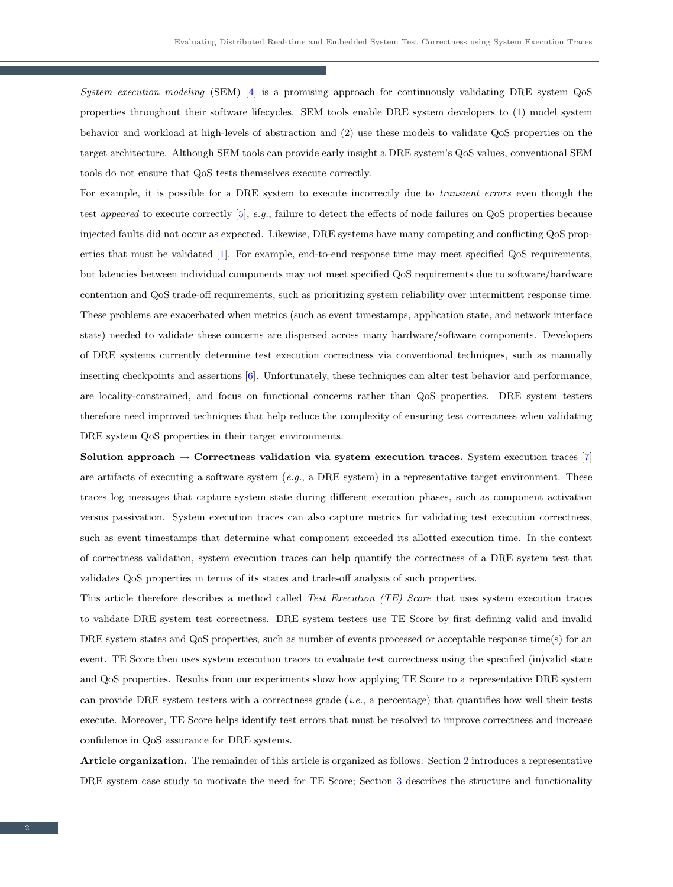*System execution modeling* (SEM) [4] is a promising approach for continuously validating DRE system QoS properties throughout their software lifecycles. SEM tools enable DRE system developers to (1) model system behavior and workload at high-levels of abstraction and (2) use these models to validate QoS properties on the target architecture. Although SEM tools can provide early insight a DRE system's QoS values, conventional SEM tools do not ensure that QoS tests themselves execute correctly.

For example, it is possible for a DRE system to execute incorrectly due to *transient errors* even though the test *appeared* to execute correctly [5], *e.g.*, failure to detect the effects of node failures on QoS properties because injected faults did not occur as expected. Likewise, DRE systems have many competing and conflicting QoS properties that must be validated [1]. For example, end-to-end response time may meet specified QoS requirements, but latencies between individual components may not meet specified QoS requirements due to software/hardware contention and QoS trade-off requirements, such as prioritizing system reliability over intermittent response time. These problems are exacerbated when metrics (such as event timestamps, application state, and network interface stats) needed to validate these concerns are dispersed across many hardware/software components. Developers of DRE systems currently determine test execution correctness via conventional techniques, such as manually inserting checkpoints and assertions [6]. Unfortunately, these techniques can alter test behavior and performance, are locality-constrained, and focus on functional concerns rather than QoS properties. DRE system testers therefore need improved techniques that help reduce the complexity of ensuring test correctness when validating DRE system QoS properties in their target environments.

**Solution approach → Correctness validation via system execution traces.** System execution traces [7] are artifacts of executing a software system (*e.g.*, a DRE system) in a representative target environment. These traces log messages that capture system state during different execution phases, such as component activation versus passivation. System execution traces can also capture metrics for validating test execution correctness, such as event timestamps that determine what component exceeded its allotted execution time. In the context of correctness validation, system execution traces can help quantify the correctness of a DRE system test that validates QoS properties in terms of its states and trade-off analysis of such properties.

This article therefore describes a method called *Test Execution (TE) Score* that uses system execution traces to validate DRE system test correctness. DRE system testers use TE Score by first defining valid and invalid DRE system states and QoS properties, such as number of events processed or acceptable response time(s) for an event. TE Score then uses system execution traces to evaluate test correctness using the specified (in)valid state and QoS properties. Results from our experiments show how applying TE Score to a representative DRE system can provide DRE system testers with a correctness grade (*i.e.*, a percentage) that quantifies how well their tests execute. Moreover, TE Score helps identify test errors that must be resolved to improve correctness and increase confidence in QoS assurance for DRE systems.

**Article organization.** The remainder of this article is organized as follows: Section 2 introduces a representative DRE system case study to motivate the need for TE Score; Section 3 describes the structure and functionality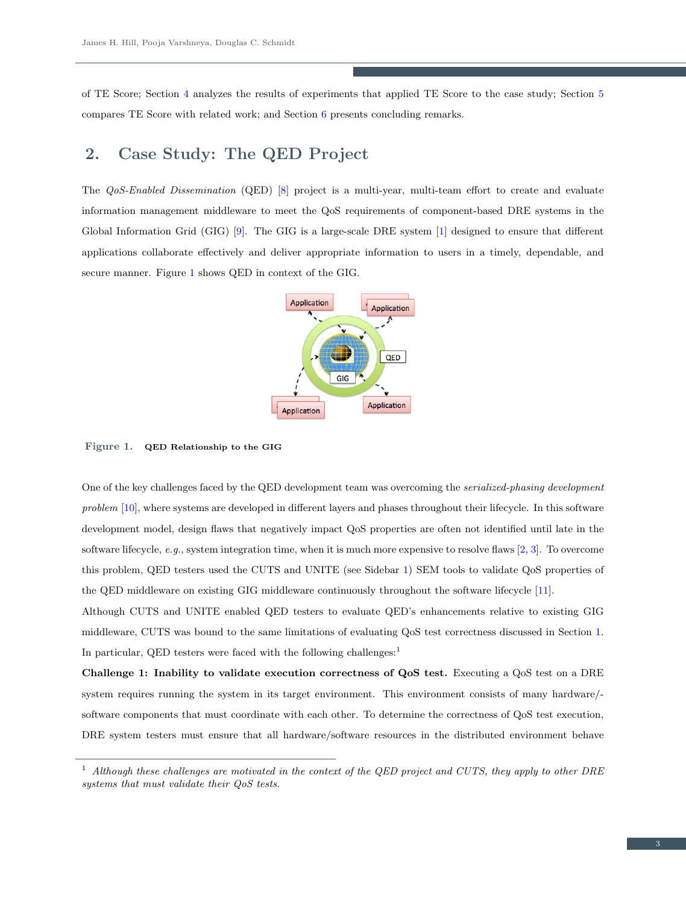of TE Score; Section 4 analyzes the results of experiments that applied TE Score to the case study; Section 5 compares TE Score with related work; and Section 6 presents concluding remarks.

## 2. Case Study: The QED Project

The *QoS-Enabled Dissemination* (QED) [8] project is a multi-year, multi-team effort to create and evaluate information management middleware to meet the QoS requirements of component-based DRE systems in the Global Information Grid (GIG) [9]. The GIG is a large-scale DRE system [1] designed to ensure that different applications collaborate effectively and deliver appropriate information to users in a timely, dependable, and secure manner. Figure 1 shows QED in context of the GIG.

**Figure 1.** **QED Relationship to the GIG**

One of the key challenges faced by the QED development team was overcoming the *serialized-phasing development problem* [10], where systems are developed in different layers and phases throughout their lifecycle. In this software development model, design flaws that negatively impact QoS properties are often not identified until late in the software lifecycle, *e.g.*, system integration time, when it is much more expensive to resolve flaws [2, 3]. To overcome this problem, QED testers used the CUTS and UNITE (see Sidebar 1) SEM tools to validate QoS properties of the QED middleware on existing GIG middleware continuously throughout the software lifecycle [11].

Although CUTS and UNITE enabled QED testers to evaluate QED's enhancements relative to existing GIG middleware, CUTS was bound to the same limitations of evaluating QoS test correctness discussed in Section 1. In particular, QED testers were faced with the following challenges:[1]

**Challenge 1: Inability to validate execution correctness of QoS test.** Executing a QoS test on a DRE system requires running the system in its target environment. This environment consists of many hardware/-software components that must coordinate with each other. To determine the correctness of QoS test execution, DRE system testers must ensure that all hardware/software resources in the distributed environment behave

[1] *Although these challenges are motivated in the context of the QED project and CUTS, they apply to other DRE systems that must validate their QoS tests.*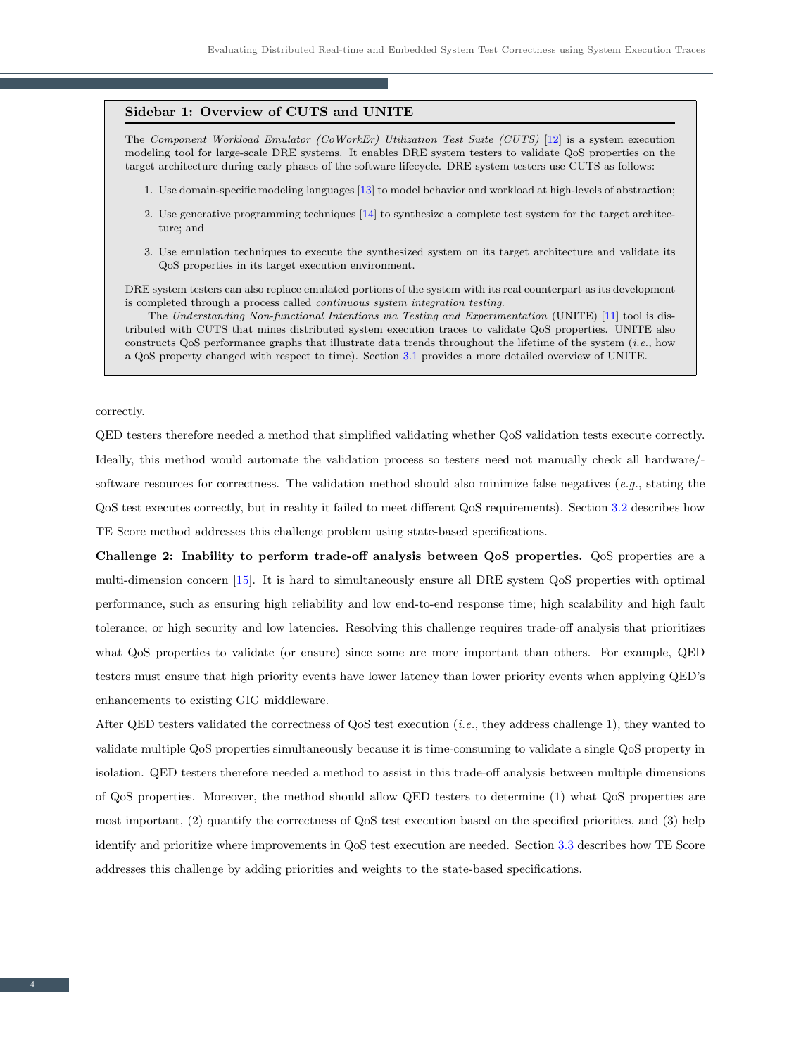**Sidebar 1: Overview of CUTS and UNITE**

The *Component Workload Emulator (CoWorkEr) Utilization Test Suite (CUTS)* [12] is a system execution modeling tool for large-scale DRE systems. It enables DRE system testers to validate QoS properties on the target architecture during early phases of the software lifecycle. DRE system testers use CUTS as follows:

1. Use domain-specific modeling languages [13] to model behavior and workload at high-levels of abstraction;
2. Use generative programming techniques [14] to synthesize a complete test system for the target architecture; and
3. Use emulation techniques to execute the synthesized system on its target architecture and validate its QoS properties in its target execution environment.

DRE system testers can also replace emulated portions of the system with its real counterpart as its development is completed through a process called *continuous system integration testing*.

The *Understanding Non-functional Intentions via Testing and Experimentation* (UNITE) [11] tool is distributed with CUTS that mines distributed system execution traces to validate QoS properties. UNITE also constructs QoS performance graphs that illustrate data trends throughout the lifetime of the system (*i.e.*, how a QoS property changed with respect to time). Section 3.1 provides a more detailed overview of UNITE.

correctly.

QED testers therefore needed a method that simplified validating whether QoS validation tests execute correctly. Ideally, this method would automate the validation process so testers need not manually check all hardware/-software resources for correctness. The validation method should also minimize false negatives (*e.g.*, stating the QoS test executes correctly, but in reality it failed to meet different QoS requirements). Section 3.2 describes how TE Score method addresses this challenge problem using state-based specifications.

**Challenge 2: Inability to perform trade-off analysis between QoS properties.** QoS properties are a multi-dimension concern [15]. It is hard to simultaneously ensure all DRE system QoS properties with optimal performance, such as ensuring high reliability and low end-to-end response time; high scalability and high fault tolerance; or high security and low latencies. Resolving this challenge requires trade-off analysis that prioritizes what QoS properties to validate (or ensure) since some are more important than others. For example, QED testers must ensure that high priority events have lower latency than lower priority events when applying QED's enhancements to existing GIG middleware.

After QED testers validated the correctness of QoS test execution (*i.e.*, they address challenge 1), they wanted to validate multiple QoS properties simultaneously because it is time-consuming to validate a single QoS property in isolation. QED testers therefore needed a method to assist in this trade-off analysis between multiple dimensions of QoS properties. Moreover, the method should allow QED testers to determine (1) what QoS properties are most important, (2) quantify the correctness of QoS test execution based on the specified priorities, and (3) help identify and prioritize where improvements in QoS test execution are needed. Section 3.3 describes how TE Score addresses this challenge by adding priorities and weights to the state-based specifications.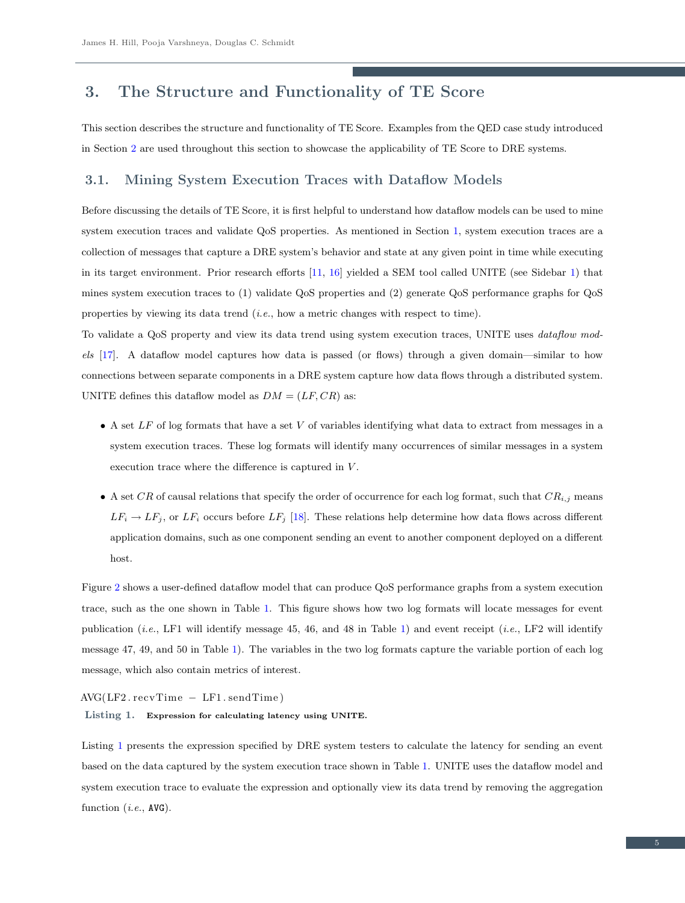## 3. The Structure and Functionality of TE Score

This section describes the structure and functionality of TE Score. Examples from the QED case study introduced in Section 2 are used throughout this section to showcase the applicability of TE Score to DRE systems.

### 3.1. Mining System Execution Traces with Dataflow Models

Before discussing the details of TE Score, it is first helpful to understand how dataflow models can be used to mine system execution traces and validate QoS properties. As mentioned in Section 1, system execution traces are a collection of messages that capture a DRE system's behavior and state at any given point in time while executing in its target environment. Prior research efforts [11, 16] yielded a SEM tool called UNITE (see Sidebar 1) that mines system execution traces to (1) validate QoS properties and (2) generate QoS performance graphs for QoS properties by viewing its data trend (*i.e.*, how a metric changes with respect to time).

To validate a QoS property and view its data trend using system execution traces, UNITE uses *dataflow models* [17]. A dataflow model captures how data is passed (or flows) through a given domain—similar to how connections between separate components in a DRE system capture how data flows through a distributed system. UNITE defines this dataflow model as $DM = (LF, CR)$ as:

- A set $LF$ of log formats that have a set $V$ of variables identifying what data to extract from messages in a system execution traces. These log formats will identify many occurrences of similar messages in a system execution trace where the difference is captured in $V$.
- A set $CR$ of causal relations that specify the order of occurrence for each log format, such that $CR_{i,j}$ means $LF_i \rightarrow LF_j$, or $LF_i$ occurs before $LF_j$ [18]. These relations help determine how data flows across different application domains, such as one component sending an event to another component deployed on a different host.

Figure 2 shows a user-defined dataflow model that can produce QoS performance graphs from a system execution trace, such as the one shown in Table 1. This figure shows how two log formats will locate messages for event publication (*i.e.*, LF1 will identify message 45, 46, and 48 in Table 1) and event receipt (*i.e.*, LF2 will identify message 47, 49, and 50 in Table 1). The variables in the two log formats capture the variable portion of each log message, which also contain metrics of interest.

```
AVG(LF2.recvTime - LF1.sendTime)
```

**Listing 1.** **Expression for calculating latency using UNITE.**

Listing 1 presents the expression specified by DRE system testers to calculate the latency for sending an event based on the data captured by the system execution trace shown in Table 1. UNITE uses the dataflow model and system execution trace to evaluate the expression and optionally view its data trend by removing the aggregation function (*i.e.*, `AVG`).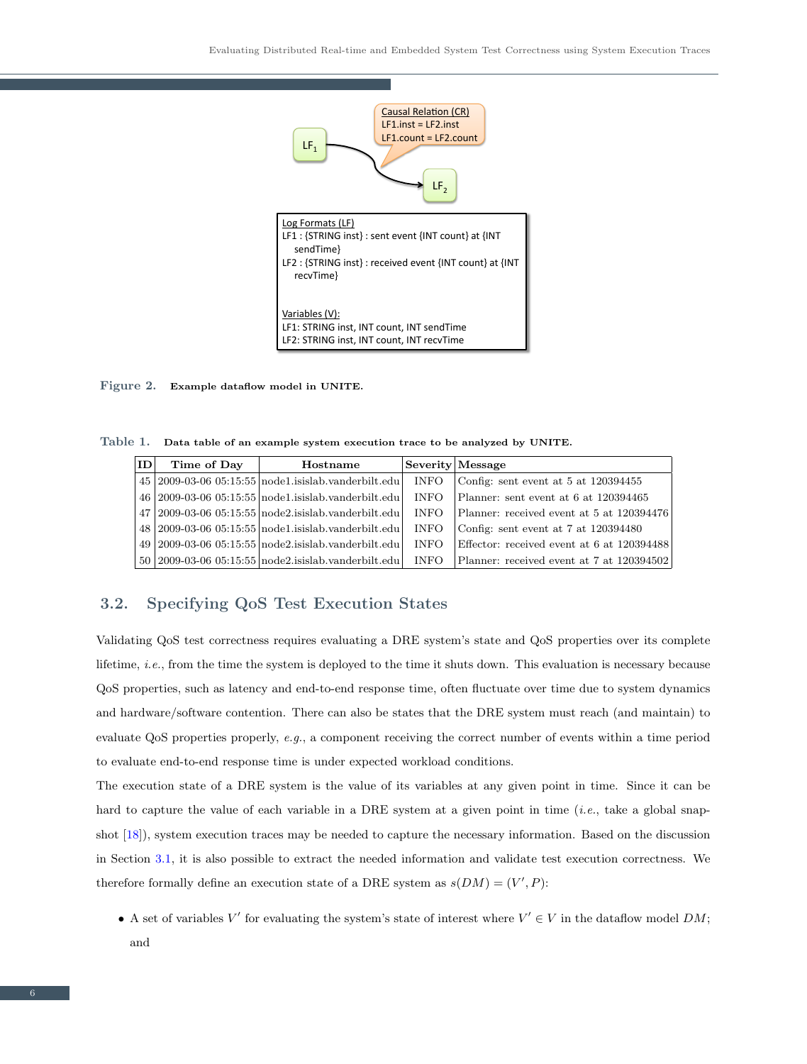Causal Relation (CR)
LF1.inst = LF2.inst
LF1.count = LF2.count

$LF_1$ → $LF_2$

Log Formats (LF)
LF1 : {STRING inst} : sent event {INT count} at {INT sendTime}
LF2 : {STRING inst} : received event {INT count} at {INT recvTime}

Variables (V):
LF1: STRING inst, INT count, INT sendTime
LF2: STRING inst, INT count, INT recvTime

**Figure 2.** Example dataflow model in UNITE.

**Table 1.** Data table of an example system execution trace to be analyzed by UNITE.

| ID | Time of Day | Hostname | Severity | Message |
|---|---|---|---|---|
| 45 | 2009-03-06 05:15:55 | node1.isislab.vanderbilt.edu | INFO | Config: sent event at 5 at 120394455 |
| 46 | 2009-03-06 05:15:55 | node1.isislab.vanderbilt.edu | INFO | Planner: sent event at 6 at 120394465 |
| 47 | 2009-03-06 05:15:55 | node2.isislab.vanderbilt.edu | INFO | Planner: received event at 5 at 120394476 |
| 48 | 2009-03-06 05:15:55 | node1.isislab.vanderbilt.edu | INFO | Config: sent event at 7 at 120394480 |
| 49 | 2009-03-06 05:15:55 | node2.isislab.vanderbilt.edu | INFO | Effector: received event at 6 at 120394488 |
| 50 | 2009-03-06 05:15:55 | node2.isislab.vanderbilt.edu | INFO | Planner: received event at 7 at 120394502 |

## 3.2. Specifying QoS Test Execution States

Validating QoS test correctness requires evaluating a DRE system's state and QoS properties over its complete lifetime, *i.e.*, from the time the system is deployed to the time it shuts down. This evaluation is necessary because QoS properties, such as latency and end-to-end response time, often fluctuate over time due to system dynamics and hardware/software contention. There can also be states that the DRE system must reach (and maintain) to evaluate QoS properties properly, *e.g.*, a component receiving the correct number of events within a time period to evaluate end-to-end response time is under expected workload conditions.

The execution state of a DRE system is the value of its variables at any given point in time. Since it can be hard to capture the value of each variable in a DRE system at a given point in time (*i.e.*, take a global snapshot [18]), system execution traces may be needed to capture the necessary information. Based on the discussion in Section 3.1, it is also possible to extract the needed information and validate test execution correctness. We therefore formally define an execution state of a DRE system as $s(DM) = (V', P)$:

- A set of variables $V'$ for evaluating the system's state of interest where $V' \in V$ in the dataflow model $DM$; and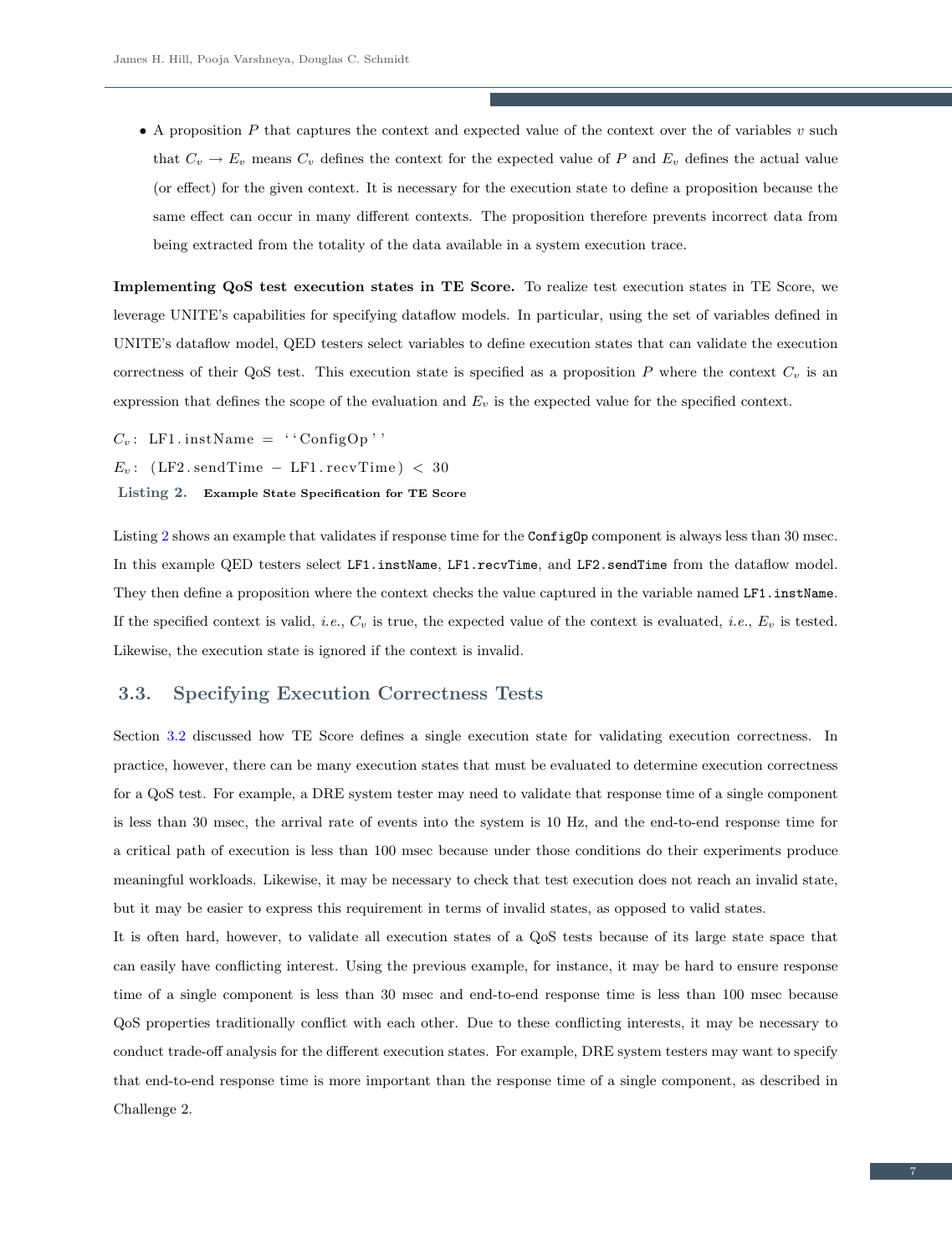- A proposition $P$ that captures the context and expected value of the context over the of variables $v$ such that $C_v \rightarrow E_v$ means $C_v$ defines the context for the expected value of $P$ and $E_v$ defines the actual value (or effect) for the given context. It is necessary for the execution state to define a proposition because the same effect can occur in many different contexts. The proposition therefore prevents incorrect data from being extracted from the totality of the data available in a system execution trace.

**Implementing QoS test execution states in TE Score.** To realize test execution states in TE Score, we leverage UNITE's capabilities for specifying dataflow models. In particular, using the set of variables defined in UNITE's dataflow model, QED testers select variables to define execution states that can validate the execution correctness of their QoS test. This execution state is specified as a proposition $P$ where the context $C_v$ is an expression that defines the scope of the evaluation and $E_v$ is the expected value for the specified context.

```
Cv: LF1.instName = ''ConfigOp''
Ev: (LF2.sendTime − LF1.recvTime) < 30
```

**Listing 2.** Example State Specification for TE Score

Listing 2 shows an example that validates if response time for the `ConfigOp` component is always less than 30 msec. In this example QED testers select `LF1.instName`, `LF1.recvTime`, and `LF2.sendTime` from the dataflow model. They then define a proposition where the context checks the value captured in the variable named `LF1.instName`. If the specified context is valid, *i.e.*, $C_v$ is true, the expected value of the context is evaluated, *i.e.*, $E_v$ is tested. Likewise, the execution state is ignored if the context is invalid.

## 3.3. Specifying Execution Correctness Tests

Section 3.2 discussed how TE Score defines a single execution state for validating execution correctness. In practice, however, there can be many execution states that must be evaluated to determine execution correctness for a QoS test. For example, a DRE system tester may need to validate that response time of a single component is less than 30 msec, the arrival rate of events into the system is 10 Hz, and the end-to-end response time for a critical path of execution is less than 100 msec because under those conditions do their experiments produce meaningful workloads. Likewise, it may be necessary to check that test execution does not reach an invalid state, but it may be easier to express this requirement in terms of invalid states, as opposed to valid states.

It is often hard, however, to validate all execution states of a QoS tests because of its large state space that can easily have conflicting interest. Using the previous example, for instance, it may be hard to ensure response time of a single component is less than 30 msec and end-to-end response time is less than 100 msec because QoS properties traditionally conflict with each other. Due to these conflicting interests, it may be necessary to conduct trade-off analysis for the different execution states. For example, DRE system testers may want to specify that end-to-end response time is more important than the response time of a single component, as described in Challenge 2.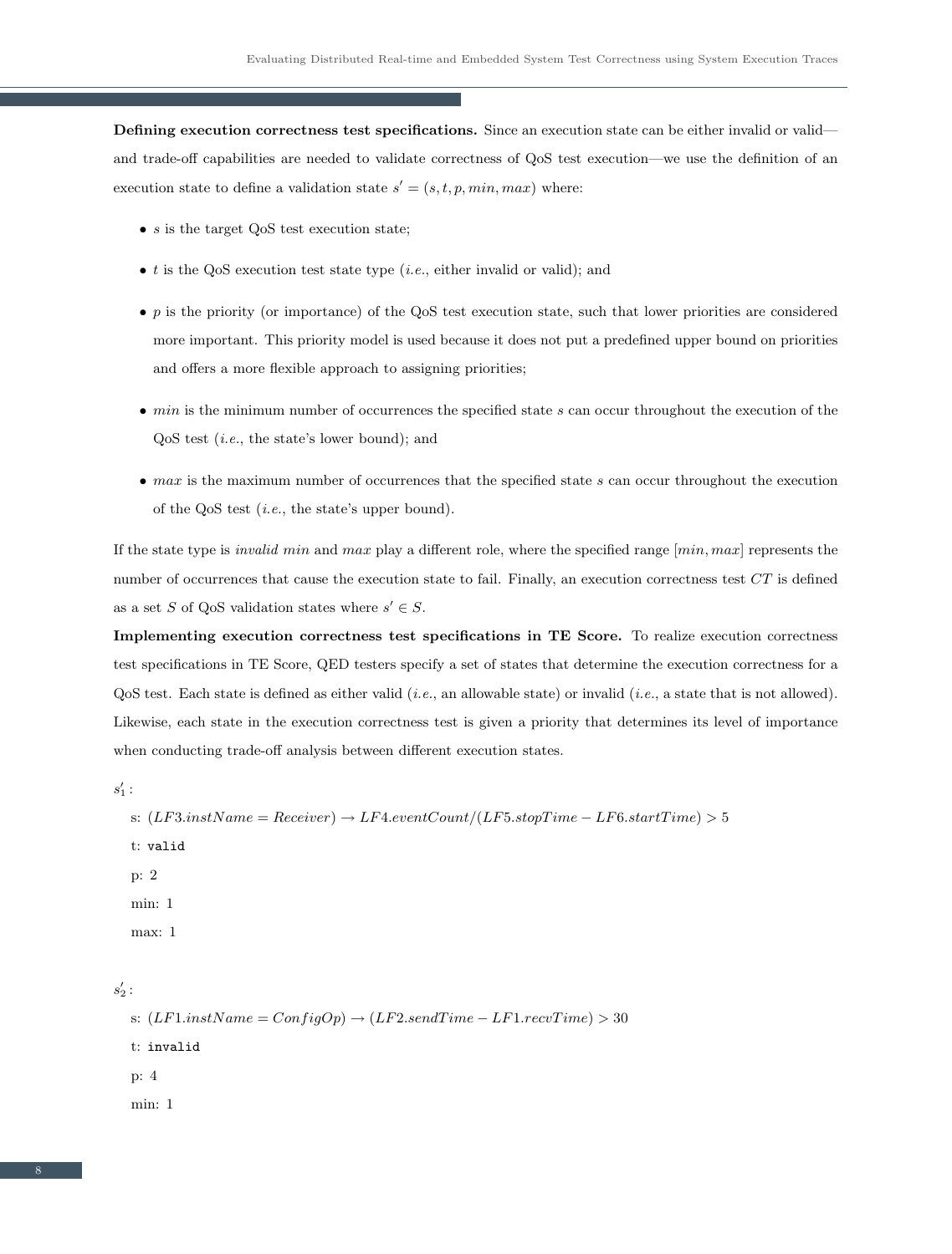**Defining execution correctness test specifications.** Since an execution state can be either invalid or valid—and trade-off capabilities are needed to validate correctness of QoS test execution—we use the definition of an execution state to define a validation state $s' = (s, t, p, min, max)$ where:

- $s$ is the target QoS test execution state;
- $t$ is the QoS execution test state type (*i.e.*, either invalid or valid); and
- $p$ is the priority (or importance) of the QoS test execution state, such that lower priorities are considered more important. This priority model is used because it does not put a predefined upper bound on priorities and offers a more flexible approach to assigning priorities;
- $min$ is the minimum number of occurrences the specified state $s$ can occur throughout the execution of the QoS test (*i.e.*, the state's lower bound); and
- $max$ is the maximum number of occurrences that the specified state $s$ can occur throughout the execution of the QoS test (*i.e.*, the state's upper bound).

If the state type is *invalid* $min$ and $max$ play a different role, where the specified range $[min, max]$ represents the number of occurrences that cause the execution state to fail. Finally, an execution correctness test $CT$ is defined as a set $S$ of QoS validation states where $s' \in S$.

**Implementing execution correctness test specifications in TE Score.** To realize execution correctness test specifications in TE Score, QED testers specify a set of states that determine the execution correctness for a QoS test. Each state is defined as either valid (*i.e.*, an allowable state) or invalid (*i.e.*, a state that is not allowed). Likewise, each state in the execution correctness test is given a priority that determines its level of importance when conducting trade-off analysis between different execution states.

$s'_1$ :

s: $(LF3.instName = Receiver) \rightarrow LF4.eventCount/(LF5.stopTime - LF6.startTime) > 5$

t: `valid`

p: 2

min: 1

max: 1

$s'_2$ :

s: $(LF1.instName = ConfigOp) \rightarrow (LF2.sendTime - LF1.recvTime) > 30$

t: `invalid`

p: 4

min: 1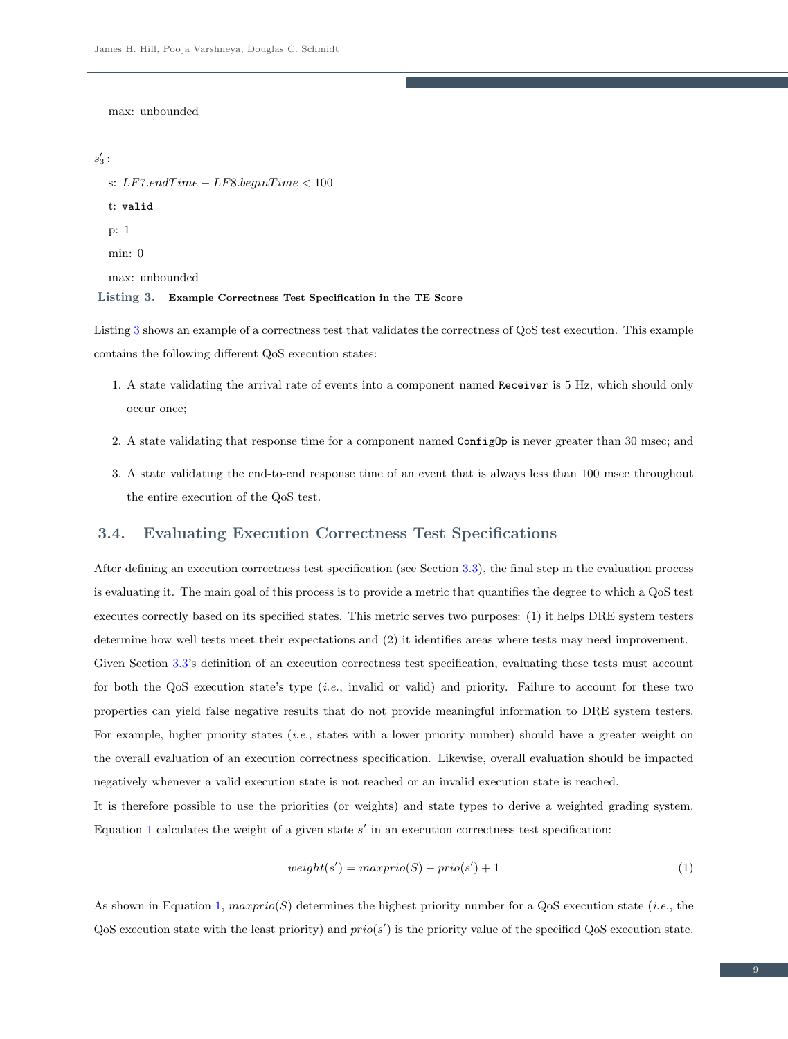max: unbounded

$s'_3$:

s: $LF7.endTime - LF8.beginTime < 100$

t: `valid`

p: 1

min: 0

max: unbounded

**Listing 3. Example Correctness Test Specification in the TE Score**

Listing 3 shows an example of a correctness test that validates the correctness of QoS test execution. This example contains the following different QoS execution states:

1. A state validating the arrival rate of events into a component named `Receiver` is 5 Hz, which should only occur once;
2. A state validating that response time for a component named `ConfigOp` is never greater than 30 msec; and
3. A state validating the end-to-end response time of an event that is always less than 100 msec throughout the entire execution of the QoS test.

## 3.4. Evaluating Execution Correctness Test Specifications

After defining an execution correctness test specification (see Section 3.3), the final step in the evaluation process is evaluating it. The main goal of this process is to provide a metric that quantifies the degree to which a QoS test executes correctly based on its specified states. This metric serves two purposes: (1) it helps DRE system testers determine how well tests meet their expectations and (2) it identifies areas where tests may need improvement.

Given Section 3.3's definition of an execution correctness test specification, evaluating these tests must account for both the QoS execution state's type (*i.e.*, invalid or valid) and priority. Failure to account for these two properties can yield false negative results that do not provide meaningful information to DRE system testers. For example, higher priority states (*i.e.*, states with a lower priority number) should have a greater weight on the overall evaluation of an execution correctness specification. Likewise, overall evaluation should be impacted negatively whenever a valid execution state is not reached or an invalid execution state is reached.

It is therefore possible to use the priorities (or weights) and state types to derive a weighted grading system. Equation 1 calculates the weight of a given state $s'$ in an execution correctness test specification:

$$weight(s') = maxprio(S) - prio(s') + 1 \tag{1}$$

As shown in Equation 1, $maxprio(S)$ determines the highest priority number for a QoS execution state (*i.e.*, the QoS execution state with the least priority) and $prio(s')$ is the priority value of the specified QoS execution state.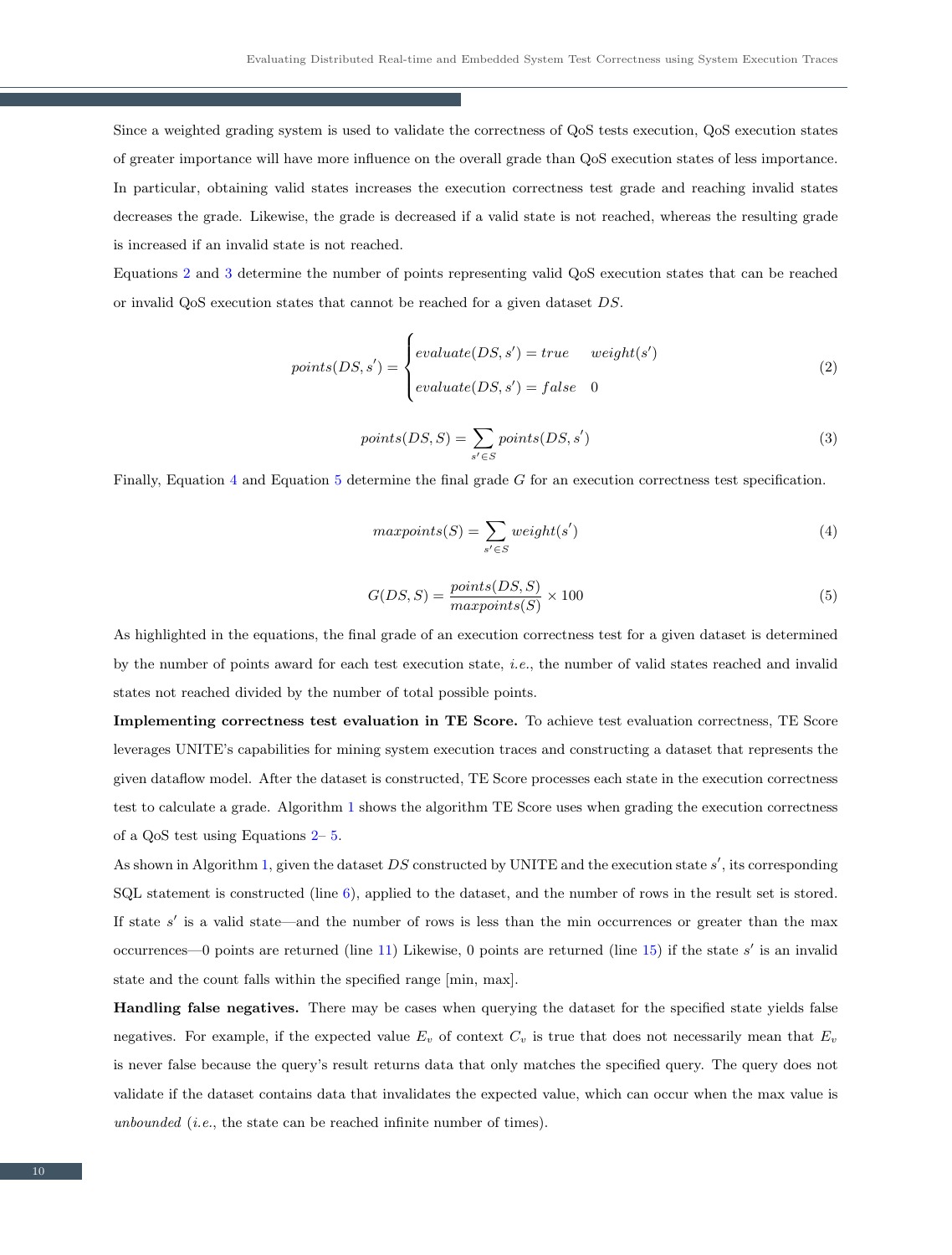Since a weighted grading system is used to validate the correctness of QoS tests execution, QoS execution states of greater importance will have more influence on the overall grade than QoS execution states of less importance. In particular, obtaining valid states increases the execution correctness test grade and reaching invalid states decreases the grade. Likewise, the grade is decreased if a valid state is not reached, whereas the resulting grade is increased if an invalid state is not reached.

Equations 2 and 3 determine the number of points representing valid QoS execution states that can be reached or invalid QoS execution states that cannot be reached for a given dataset $DS$.

$$points(DS, s') = \begin{cases} evaluate(DS, s') = true & weight(s') \\ evaluate(DS, s') = false & 0 \end{cases} \tag{2}$$

$$points(DS, S) = \sum_{s' \in S} points(DS, s') \tag{3}$$

Finally, Equation 4 and Equation 5 determine the final grade $G$ for an execution correctness test specification.

$$maxpoints(S) = \sum_{s' \in S} weight(s') \tag{4}$$

$$G(DS, S) = \frac{points(DS, S)}{maxpoints(S)} \times 100 \tag{5}$$

As highlighted in the equations, the final grade of an execution correctness test for a given dataset is determined by the number of points award for each test execution state, *i.e.*, the number of valid states reached and invalid states not reached divided by the number of total possible points.

**Implementing correctness test evaluation in TE Score.** To achieve test evaluation correctness, TE Score leverages UNITE's capabilities for mining system execution traces and constructing a dataset that represents the given dataflow model. After the dataset is constructed, TE Score processes each state in the execution correctness test to calculate a grade. Algorithm 1 shows the algorithm TE Score uses when grading the execution correctness of a QoS test using Equations 2– 5.

As shown in Algorithm 1, given the dataset $DS$ constructed by UNITE and the execution state $s'$, its corresponding SQL statement is constructed (line 6), applied to the dataset, and the number of rows in the result set is stored. If state $s'$ is a valid state—and the number of rows is less than the min occurrences or greater than the max occurrences—0 points are returned (line 11) Likewise, 0 points are returned (line 15) if the state $s'$ is an invalid state and the count falls within the specified range [min, max].

**Handling false negatives.** There may be cases when querying the dataset for the specified state yields false negatives. For example, if the expected value $E_v$ of context $C_v$ is true that does not necessarily mean that $E_v$ is never false because the query's result returns data that only matches the specified query. The query does not validate if the dataset contains data that invalidates the expected value, which can occur when the max value is *unbounded* (*i.e.*, the state can be reached infinite number of times).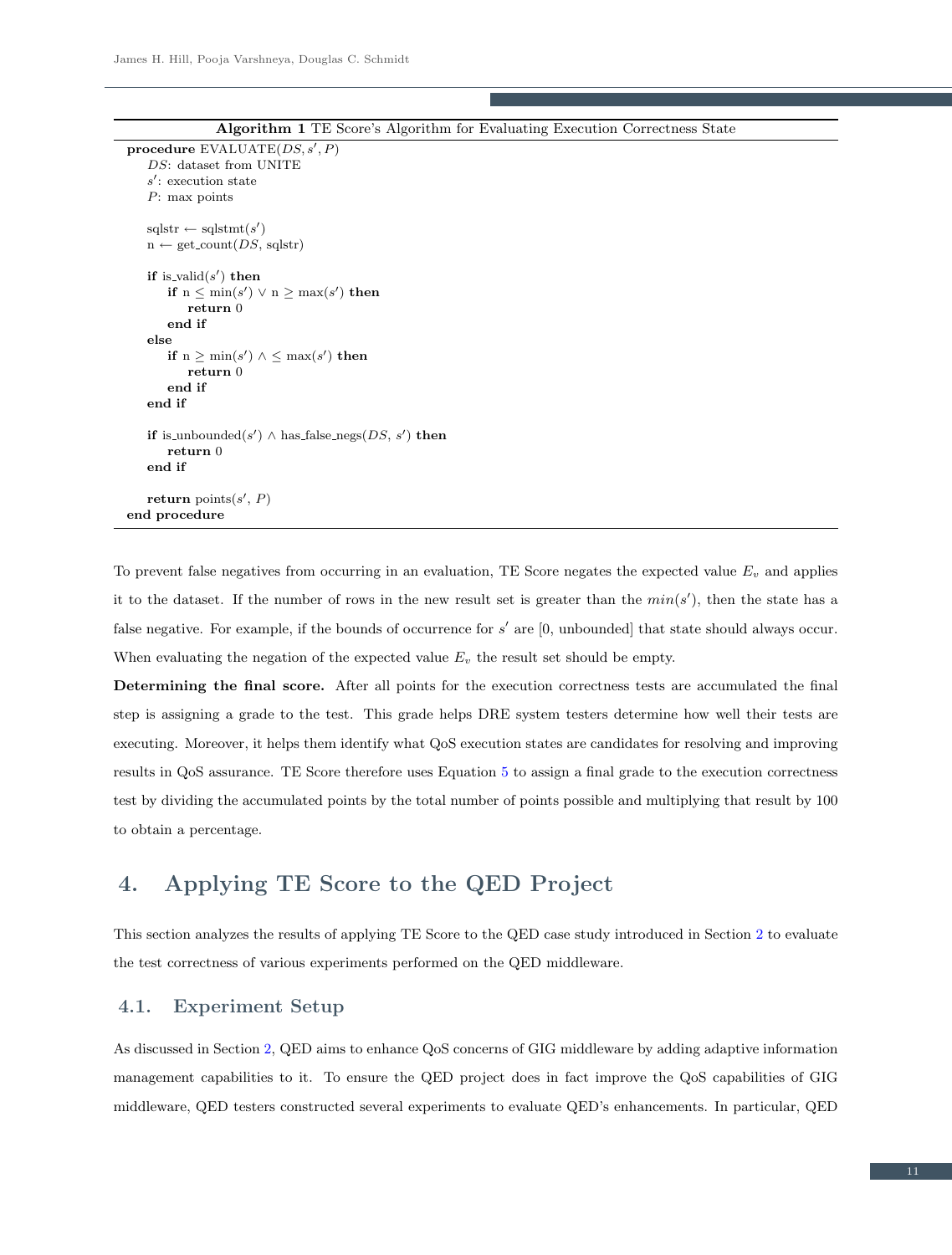**Algorithm 1** TE Score's Algorithm for Evaluating Execution Correctness State

```
procedure EVALUATE(DS, s′, P)
    DS: dataset from UNITE
    s′: execution state
    P: max points

    sqlstr ← sqlstmt(s′)
    n ← get_count(DS, sqlstr)

    if is_valid(s′) then
        if n ≤ min(s′) ∨ n ≥ max(s′) then
            return 0
        end if
    else
        if n ≥ min(s′) ∧ ≤ max(s′) then
            return 0
        end if
    end if

    if is_unbounded(s′) ∧ has_false_negs(DS, s′) then
        return 0
    end if

    return points(s′, P)
end procedure
```

To prevent false negatives from occurring in an evaluation, TE Score negates the expected value $E_v$ and applies it to the dataset. If the number of rows in the new result set is greater than the $min(s')$, then the state has a false negative. For example, if the bounds of occurrence for $s'$ are [0, unbounded] that state should always occur. When evaluating the negation of the expected value $E_v$ the result set should be empty.

**Determining the final score.** After all points for the execution correctness tests are accumulated the final step is assigning a grade to the test. This grade helps DRE system testers determine how well their tests are executing. Moreover, it helps them identify what QoS execution states are candidates for resolving and improving results in QoS assurance. TE Score therefore uses Equation 5 to assign a final grade to the execution correctness test by dividing the accumulated points by the total number of points possible and multiplying that result by 100 to obtain a percentage.

# 4. Applying TE Score to the QED Project

This section analyzes the results of applying TE Score to the QED case study introduced in Section 2 to evaluate the test correctness of various experiments performed on the QED middleware.

## 4.1. Experiment Setup

As discussed in Section 2, QED aims to enhance QoS concerns of GIG middleware by adding adaptive information management capabilities to it. To ensure the QED project does in fact improve the QoS capabilities of GIG middleware, QED testers constructed several experiments to evaluate QED's enhancements. In particular, QED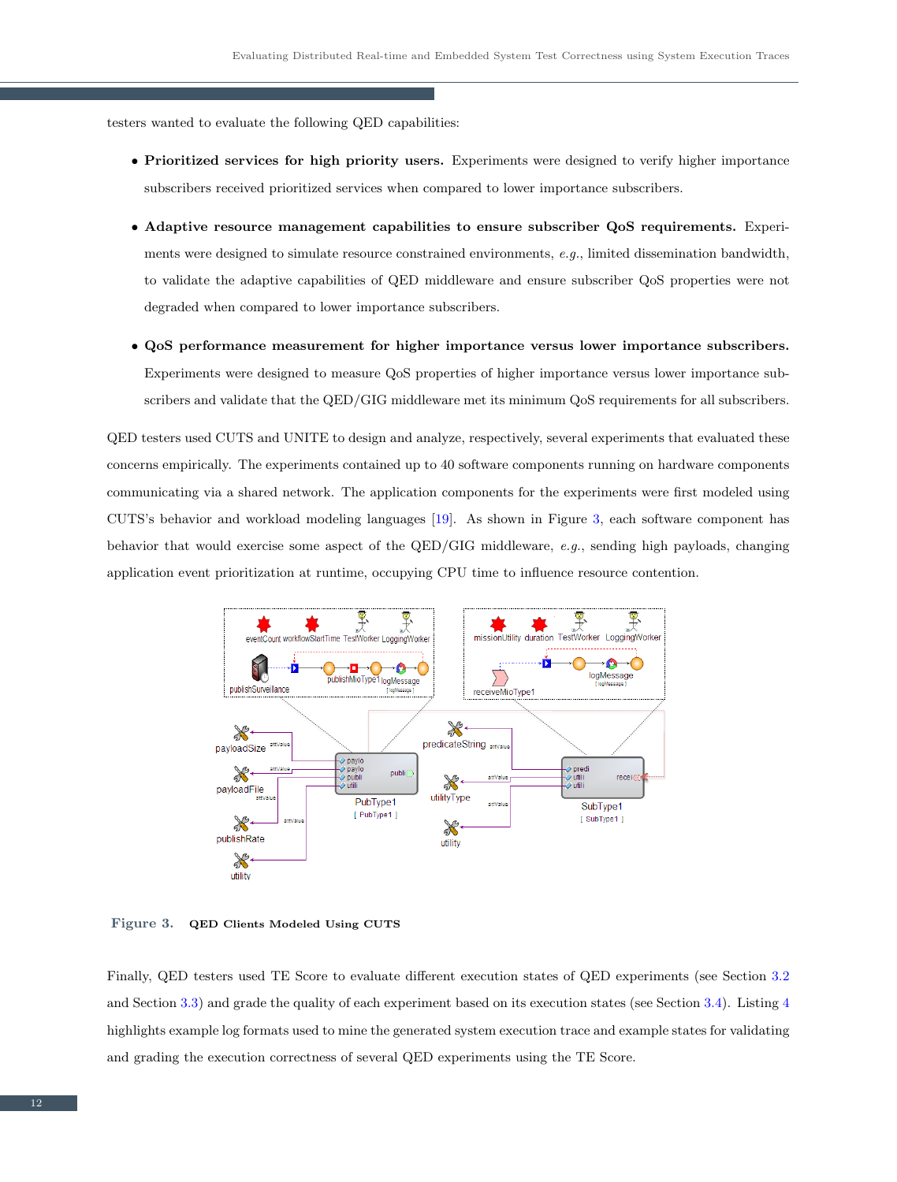testers wanted to evaluate the following QED capabilities:

- **Prioritized services for high priority users.** Experiments were designed to verify higher importance subscribers received prioritized services when compared to lower importance subscribers.

- **Adaptive resource management capabilities to ensure subscriber QoS requirements.** Experiments were designed to simulate resource constrained environments, *e.g.*, limited dissemination bandwidth, to validate the adaptive capabilities of QED middleware and ensure subscriber QoS properties were not degraded when compared to lower importance subscribers.

- **QoS performance measurement for higher importance versus lower importance subscribers.** Experiments were designed to measure QoS properties of higher importance versus lower importance subscribers and validate that the QED/GIG middleware met its minimum QoS requirements for all subscribers.

QED testers used CUTS and UNITE to design and analyze, respectively, several experiments that evaluated these concerns empirically. The experiments contained up to 40 software components running on hardware components communicating via a shared network. The application components for the experiments were first modeled using CUTS's behavior and workload modeling languages [19]. As shown in Figure 3, each software component has behavior that would exercise some aspect of the QED/GIG middleware, *e.g.*, sending high payloads, changing application event prioritization at runtime, occupying CPU time to influence resource contention.

**Figure 3. QED Clients Modeled Using CUTS**

Finally, QED testers used TE Score to evaluate different execution states of QED experiments (see Section 3.2 and Section 3.3) and grade the quality of each experiment based on its execution states (see Section 3.4). Listing 4 highlights example log formats used to mine the generated system execution trace and example states for validating and grading the execution correctness of several QED experiments using the TE Score.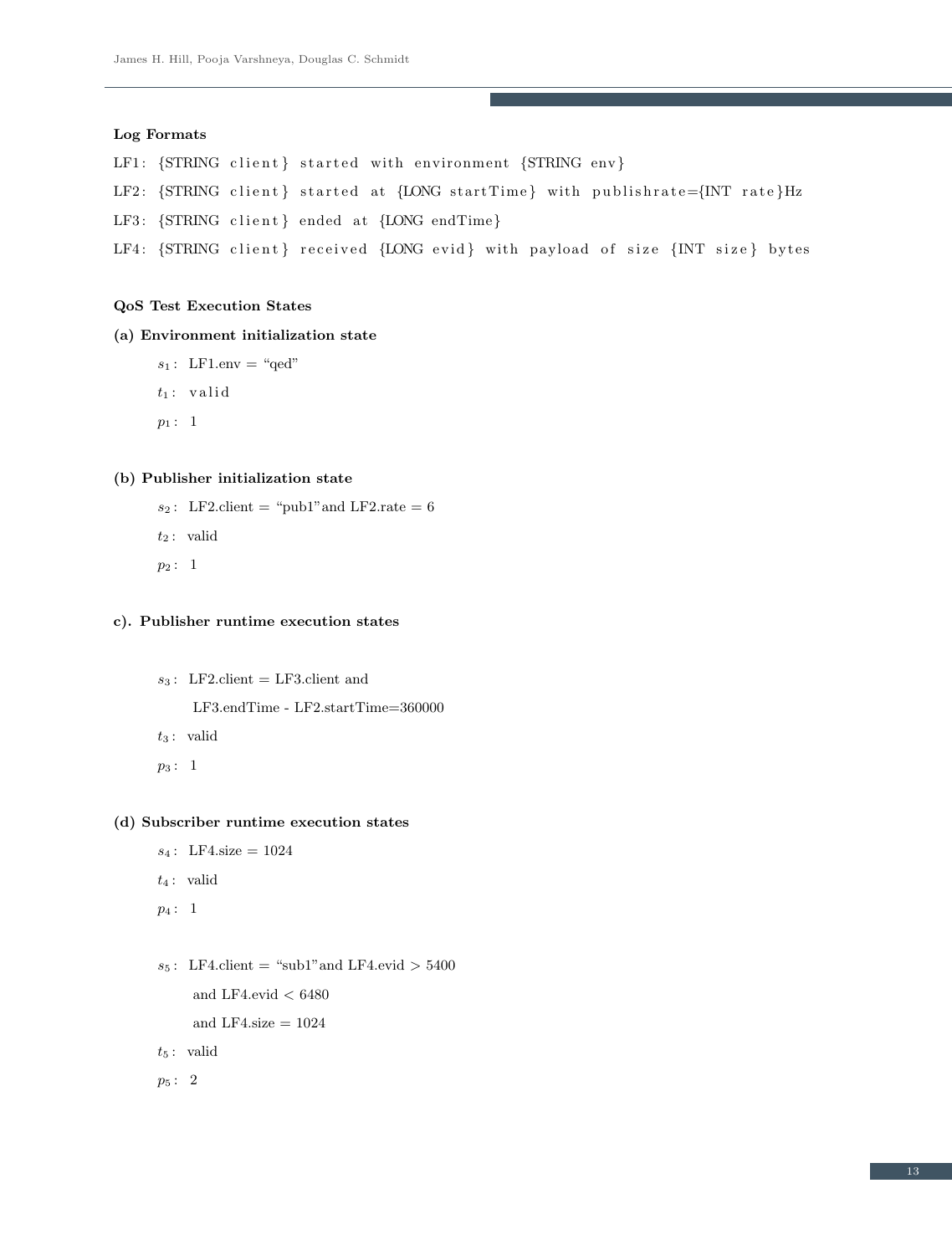**Log Formats**

```
LF1: {STRING client} started with environment {STRING env}
LF2: {STRING client} started at {LONG startTime} with publishrate={INT rate}Hz
LF3: {STRING client} ended at {LONG endTime}
LF4: {STRING client} received {LONG evid} with payload of size {INT size} bytes
```

**QoS Test Execution States**

**(a) Environment initialization state**

$s_1$: LF1.env = “qed”

$t_1$: valid

$p_1$: 1

**(b) Publisher initialization state**

$s_2$: LF2.client = “pub1” and LF2.rate = 6

$t_2$: valid

$p_2$: 1

**c). Publisher runtime execution states**

$s_3$: LF2.client = LF3.client and
LF3.endTime - LF2.startTime=360000

$t_3$: valid

$p_3$: 1

**(d) Subscriber runtime execution states**

$s_4$: LF4.size = 1024

$t_4$: valid

$p_4$: 1

$s_5$: LF4.client = “sub1” and LF4.evid > 5400
and LF4.evid < 6480
and LF4.size = 1024

$t_5$: valid

$p_5$: 2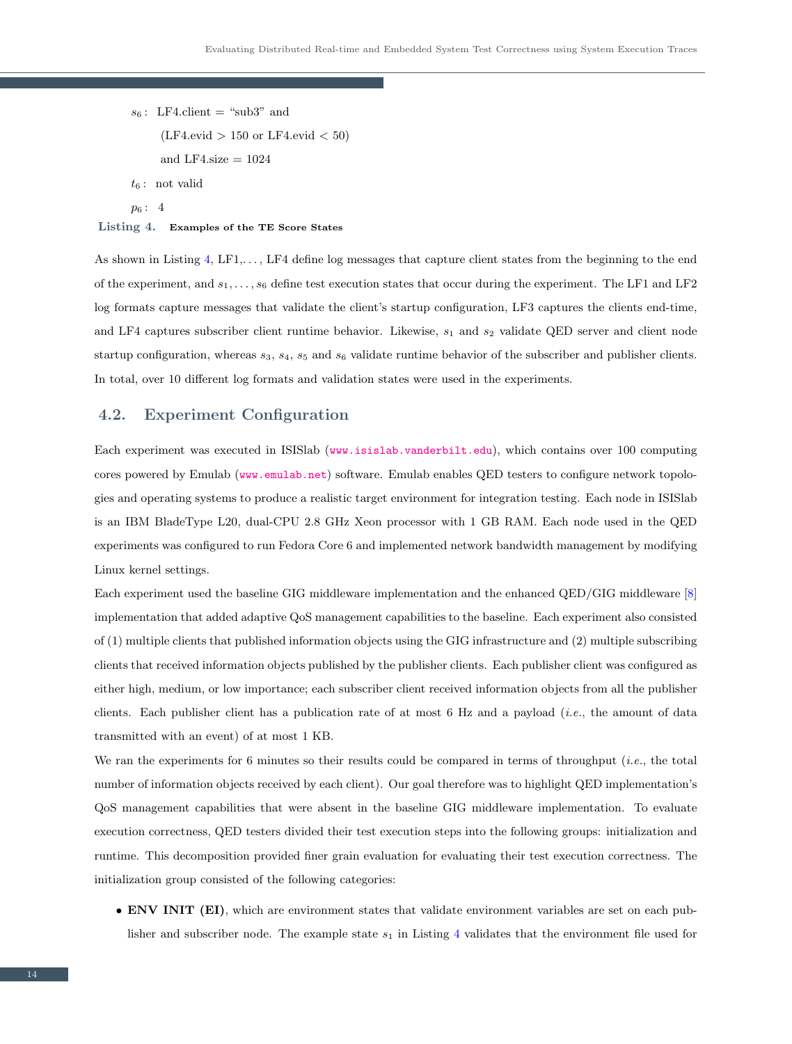$s_6$: LF4.client = "sub3" and

(LF4.evid > 150 or LF4.evid < 50)

and LF4.size = 1024

$t_6$: not valid

$p_6$: 4

**Listing 4.** **Examples of the TE Score States**

As shown in Listing 4, LF1,..., LF4 define log messages that capture client states from the beginning to the end of the experiment, and $s_1, \ldots, s_6$ define test execution states that occur during the experiment. The LF1 and LF2 log formats capture messages that validate the client's startup configuration, LF3 captures the clients end-time, and LF4 captures subscriber client runtime behavior. Likewise, $s_1$ and $s_2$ validate QED server and client node startup configuration, whereas $s_3$, $s_4$, $s_5$ and $s_6$ validate runtime behavior of the subscriber and publisher clients. In total, over 10 different log formats and validation states were used in the experiments.

## 4.2. Experiment Configuration

Each experiment was executed in ISISlab (www.isislab.vanderbilt.edu), which contains over 100 computing cores powered by Emulab (www.emulab.net) software. Emulab enables QED testers to configure network topologies and operating systems to produce a realistic target environment for integration testing. Each node in ISISlab is an IBM BladeType L20, dual-CPU 2.8 GHz Xeon processor with 1 GB RAM. Each node used in the QED experiments was configured to run Fedora Core 6 and implemented network bandwidth management by modifying Linux kernel settings.

Each experiment used the baseline GIG middleware implementation and the enhanced QED/GIG middleware [8] implementation that added adaptive QoS management capabilities to the baseline. Each experiment also consisted of (1) multiple clients that published information objects using the GIG infrastructure and (2) multiple subscribing clients that received information objects published by the publisher clients. Each publisher client was configured as either high, medium, or low importance; each subscriber client received information objects from all the publisher clients. Each publisher client has a publication rate of at most 6 Hz and a payload (*i.e.*, the amount of data transmitted with an event) of at most 1 KB.

We ran the experiments for 6 minutes so their results could be compared in terms of throughput (*i.e.*, the total number of information objects received by each client). Our goal therefore was to highlight QED implementation's QoS management capabilities that were absent in the baseline GIG middleware implementation. To evaluate execution correctness, QED testers divided their test execution steps into the following groups: initialization and runtime. This decomposition provided finer grain evaluation for evaluating their test execution correctness. The initialization group consisted of the following categories:

- **ENV INIT (EI)**, which are environment states that validate environment variables are set on each publisher and subscriber node. The example state $s_1$ in Listing 4 validates that the environment file used for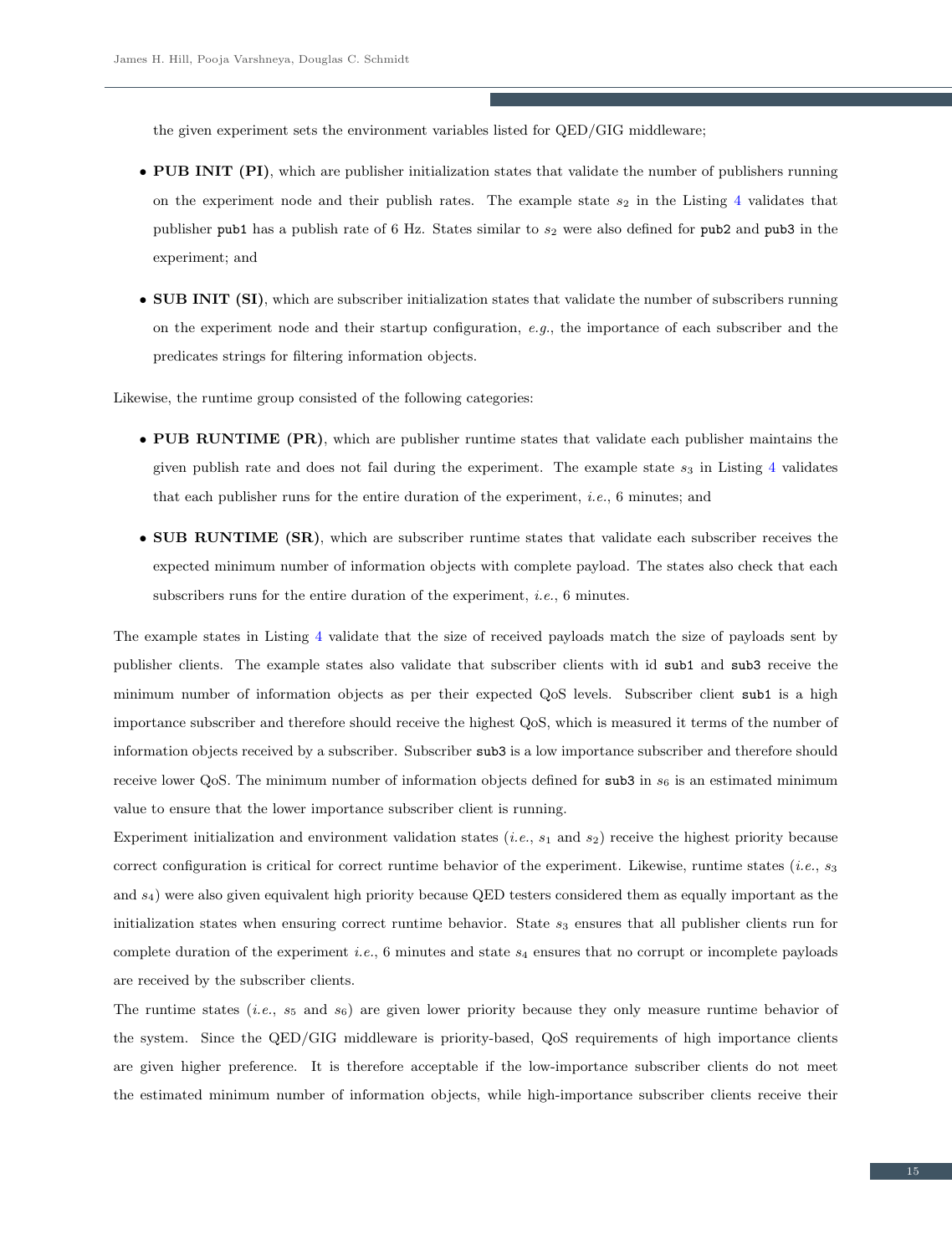the given experiment sets the environment variables listed for QED/GIG middleware;

- **PUB INIT (PI)**, which are publisher initialization states that validate the number of publishers running on the experiment node and their publish rates. The example state $s_2$ in the Listing 4 validates that publisher `pub1` has a publish rate of 6 Hz. States similar to $s_2$ were also defined for `pub2` and `pub3` in the experiment; and

- **SUB INIT (SI)**, which are subscriber initialization states that validate the number of subscribers running on the experiment node and their startup configuration, *e.g.*, the importance of each subscriber and the predicates strings for filtering information objects.

Likewise, the runtime group consisted of the following categories:

- **PUB RUNTIME (PR)**, which are publisher runtime states that validate each publisher maintains the given publish rate and does not fail during the experiment. The example state $s_3$ in Listing 4 validates that each publisher runs for the entire duration of the experiment, *i.e.*, 6 minutes; and

- **SUB RUNTIME (SR)**, which are subscriber runtime states that validate each subscriber receives the expected minimum number of information objects with complete payload. The states also check that each subscribers runs for the entire duration of the experiment, *i.e.*, 6 minutes.

The example states in Listing 4 validate that the size of received payloads match the size of payloads sent by publisher clients. The example states also validate that subscriber clients with id `sub1` and `sub3` receive the minimum number of information objects as per their expected QoS levels. Subscriber client `sub1` is a high importance subscriber and therefore should receive the highest QoS, which is measured it terms of the number of information objects received by a subscriber. Subscriber `sub3` is a low importance subscriber and therefore should receive lower QoS. The minimum number of information objects defined for `sub3` in $s_6$ is an estimated minimum value to ensure that the lower importance subscriber client is running.

Experiment initialization and environment validation states (*i.e.*, $s_1$ and $s_2$) receive the highest priority because correct configuration is critical for correct runtime behavior of the experiment. Likewise, runtime states (*i.e.*, $s_3$ and $s_4$) were also given equivalent high priority because QED testers considered them as equally important as the initialization states when ensuring correct runtime behavior. State $s_3$ ensures that all publisher clients run for complete duration of the experiment *i.e.*, 6 minutes and state $s_4$ ensures that no corrupt or incomplete payloads are received by the subscriber clients.

The runtime states (*i.e.*, $s_5$ and $s_6$) are given lower priority because they only measure runtime behavior of the system. Since the QED/GIG middleware is priority-based, QoS requirements of high importance clients are given higher preference. It is therefore acceptable if the low-importance subscriber clients do not meet the estimated minimum number of information objects, while high-importance subscriber clients receive their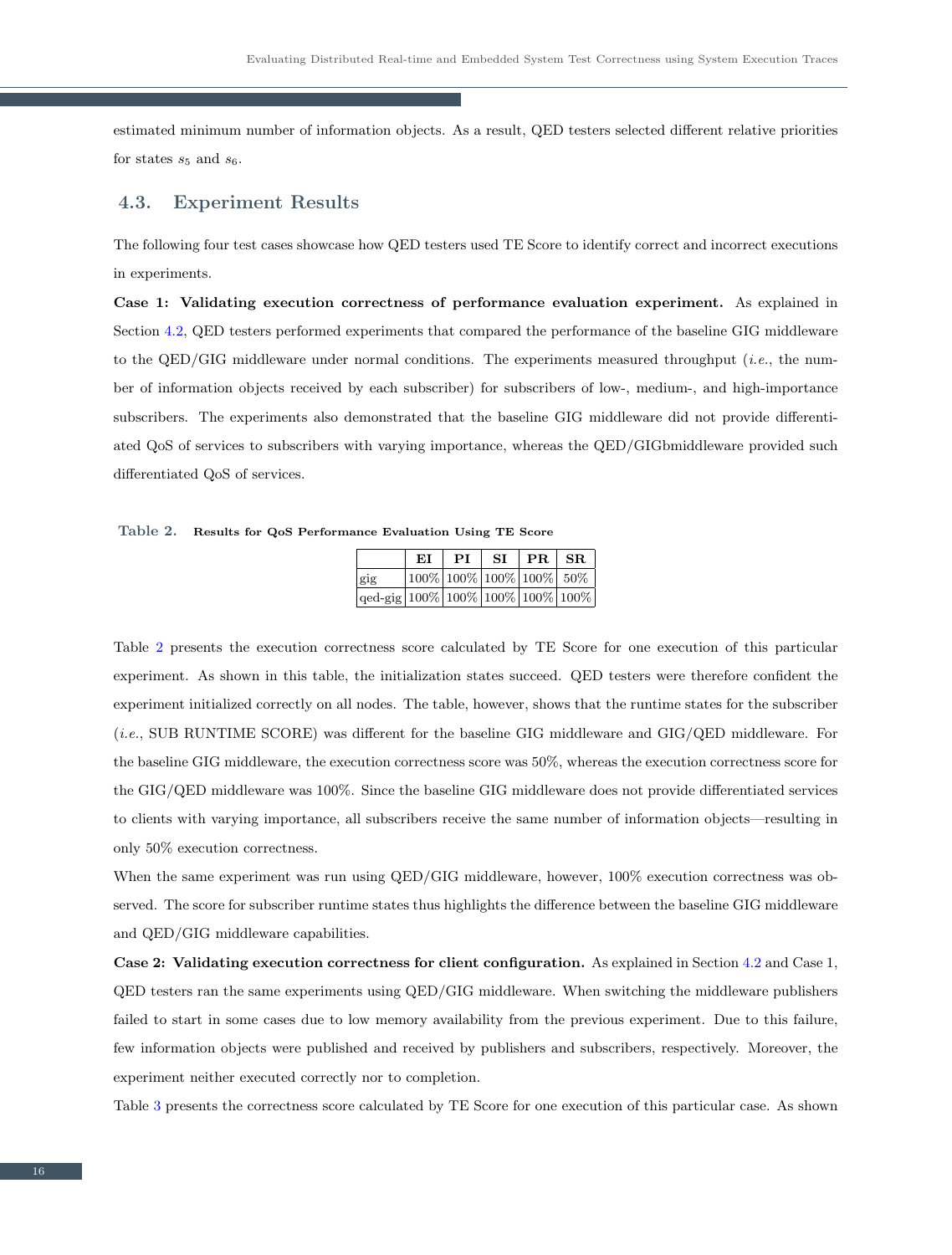estimated minimum number of information objects. As a result, QED testers selected different relative priorities for states $s_5$ and $s_6$.

## 4.3. Experiment Results

The following four test cases showcase how QED testers used TE Score to identify correct and incorrect executions in experiments.

**Case 1: Validating execution correctness of performance evaluation experiment.** As explained in Section 4.2, QED testers performed experiments that compared the performance of the baseline GIG middleware to the QED/GIG middleware under normal conditions. The experiments measured throughput (*i.e.*, the number of information objects received by each subscriber) for subscribers of low-, medium-, and high-importance subscribers. The experiments also demonstrated that the baseline GIG middleware did not provide differentiated QoS of services to subscribers with varying importance, whereas the QED/GIGbmiddleware provided such differentiated QoS of services.

**Table 2.** **Results for QoS Performance Evaluation Using TE Score**

| | EI | PI | SI | PR | SR |
|---|---|---|---|---|---|
| gig | 100% | 100% | 100% | 100% | 50% |
| qed-gig | 100% | 100% | 100% | 100% | 100% |

Table 2 presents the execution correctness score calculated by TE Score for one execution of this particular experiment. As shown in this table, the initialization states succeed. QED testers were therefore confident the experiment initialized correctly on all nodes. The table, however, shows that the runtime states for the subscriber (*i.e.*, SUB RUNTIME SCORE) was different for the baseline GIG middleware and GIG/QED middleware. For the baseline GIG middleware, the execution correctness score was 50%, whereas the execution correctness score for the GIG/QED middleware was 100%. Since the baseline GIG middleware does not provide differentiated services to clients with varying importance, all subscribers receive the same number of information objects—resulting in only 50% execution correctness.

When the same experiment was run using QED/GIG middleware, however, 100% execution correctness was observed. The score for subscriber runtime states thus highlights the difference between the baseline GIG middleware and QED/GIG middleware capabilities.

**Case 2: Validating execution correctness for client configuration.** As explained in Section 4.2 and Case 1, QED testers ran the same experiments using QED/GIG middleware. When switching the middleware publishers failed to start in some cases due to low memory availability from the previous experiment. Due to this failure, few information objects were published and received by publishers and subscribers, respectively. Moreover, the experiment neither executed correctly nor to completion.

Table 3 presents the correctness score calculated by TE Score for one execution of this particular case. As shown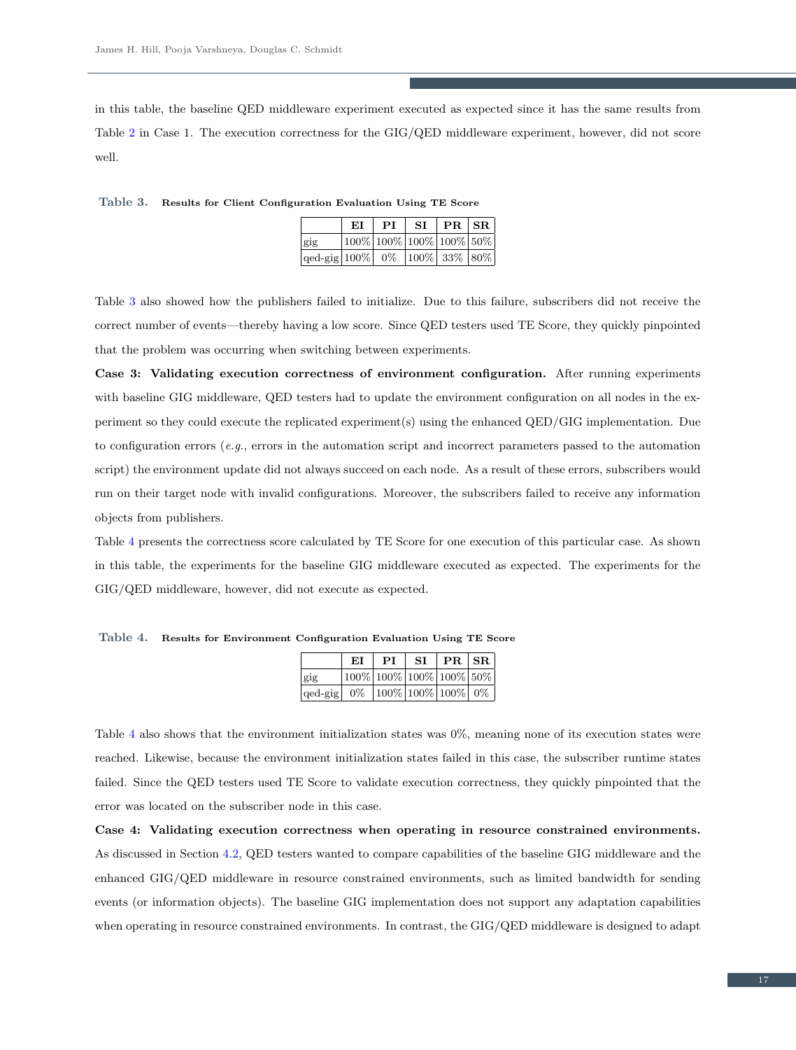in this table, the baseline QED middleware experiment executed as expected since it has the same results from Table 2 in Case 1. The execution correctness for the GIG/QED middleware experiment, however, did not score well.

**Table 3. Results for Client Configuration Evaluation Using TE Score**

| | EI | PI | SI | PR | SR |
|---|---|---|---|---|---|
| gig | 100% | 100% | 100% | 100% | 50% |
| qed-gig | 100% | 0% | 100% | 33% | 80% |

Table 3 also showed how the publishers failed to initialize. Due to this failure, subscribers did not receive the correct number of events—thereby having a low score. Since QED testers used TE Score, they quickly pinpointed that the problem was occurring when switching between experiments.

**Case 3: Validating execution correctness of environment configuration.** After running experiments with baseline GIG middleware, QED testers had to update the environment configuration on all nodes in the experiment so they could execute the replicated experiment(s) using the enhanced QED/GIG implementation. Due to configuration errors (*e.g.*, errors in the automation script and incorrect parameters passed to the automation script) the environment update did not always succeed on each node. As a result of these errors, subscribers would run on their target node with invalid configurations. Moreover, the subscribers failed to receive any information objects from publishers.

Table 4 presents the correctness score calculated by TE Score for one execution of this particular case. As shown in this table, the experiments for the baseline GIG middleware executed as expected. The experiments for the GIG/QED middleware, however, did not execute as expected.

**Table 4. Results for Environment Configuration Evaluation Using TE Score**

| | EI | PI | SI | PR | SR |
|---|---|---|---|---|---|
| gig | 100% | 100% | 100% | 100% | 50% |
| qed-gig | 0% | 100% | 100% | 100% | 0% |

Table 4 also shows that the environment initialization states was 0%, meaning none of its execution states were reached. Likewise, because the environment initialization states failed in this case, the subscriber runtime states failed. Since the QED testers used TE Score to validate execution correctness, they quickly pinpointed that the error was located on the subscriber node in this case.

**Case 4: Validating execution correctness when operating in resource constrained environments.** As discussed in Section 4.2, QED testers wanted to compare capabilities of the baseline GIG middleware and the enhanced GIG/QED middleware in resource constrained environments, such as limited bandwidth for sending events (or information objects). The baseline GIG implementation does not support any adaptation capabilities when operating in resource constrained environments. In contrast, the GIG/QED middleware is designed to adapt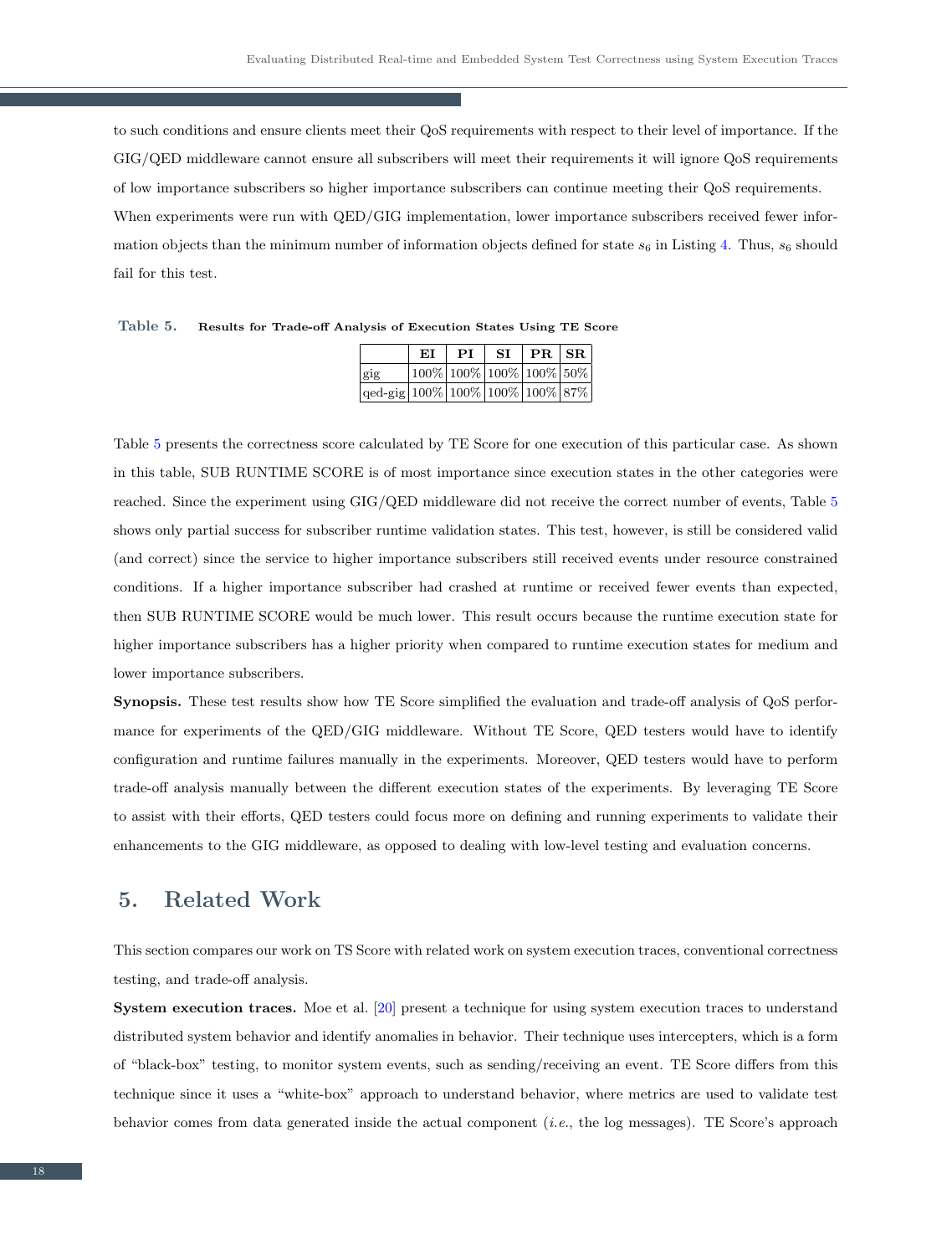to such conditions and ensure clients meet their QoS requirements with respect to their level of importance. If the GIG/QED middleware cannot ensure all subscribers will meet their requirements it will ignore QoS requirements of low importance subscribers so higher importance subscribers can continue meeting their QoS requirements. When experiments were run with QED/GIG implementation, lower importance subscribers received fewer information objects than the minimum number of information objects defined for state $s_6$ in Listing 4. Thus, $s_6$ should fail for this test.

**Table 5. Results for Trade-off Analysis of Execution States Using TE Score**

| | EI | PI | SI | PR | SR |
|---|---|---|---|---|---|
| gig | 100% | 100% | 100% | 100% | 50% |
| qed-gig | 100% | 100% | 100% | 100% | 87% |

Table 5 presents the correctness score calculated by TE Score for one execution of this particular case. As shown in this table, SUB RUNTIME SCORE is of most importance since execution states in the other categories were reached. Since the experiment using GIG/QED middleware did not receive the correct number of events, Table 5 shows only partial success for subscriber runtime validation states. This test, however, is still be considered valid (and correct) since the service to higher importance subscribers still received events under resource constrained conditions. If a higher importance subscriber had crashed at runtime or received fewer events than expected, then SUB RUNTIME SCORE would be much lower. This result occurs because the runtime execution state for higher importance subscribers has a higher priority when compared to runtime execution states for medium and lower importance subscribers.

**Synopsis.** These test results show how TE Score simplified the evaluation and trade-off analysis of QoS performance for experiments of the QED/GIG middleware. Without TE Score, QED testers would have to identify configuration and runtime failures manually in the experiments. Moreover, QED testers would have to perform trade-off analysis manually between the different execution states of the experiments. By leveraging TE Score to assist with their efforts, QED testers could focus more on defining and running experiments to validate their enhancements to the GIG middleware, as opposed to dealing with low-level testing and evaluation concerns.

## 5. Related Work

This section compares our work on TS Score with related work on system execution traces, conventional correctness testing, and trade-off analysis.

**System execution traces.** Moe et al. [20] present a technique for using system execution traces to understand distributed system behavior and identify anomalies in behavior. Their technique uses intercepters, which is a form of "black-box" testing, to monitor system events, such as sending/receiving an event. TE Score differs from this technique since it uses a "white-box" approach to understand behavior, where metrics are used to validate test behavior comes from data generated inside the actual component (*i.e.*, the log messages). TE Score's approach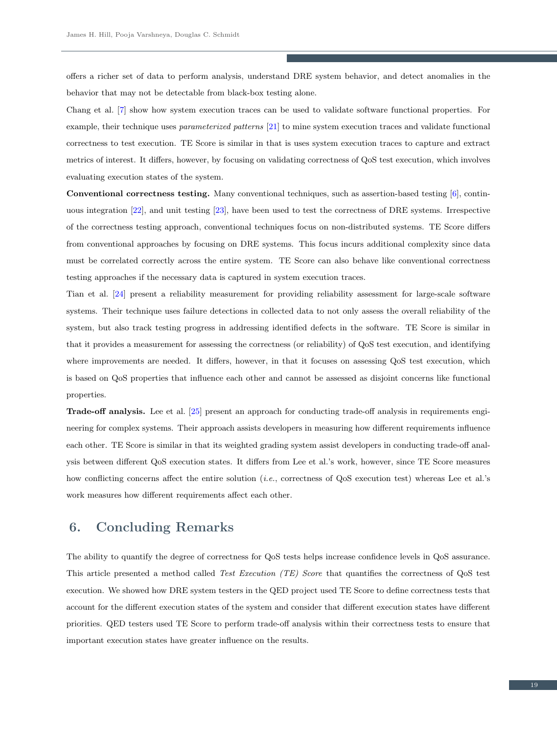offers a richer set of data to perform analysis, understand DRE system behavior, and detect anomalies in the behavior that may not be detectable from black-box testing alone.

Chang et al. [7] show how system execution traces can be used to validate software functional properties. For example, their technique uses *parameterized patterns* [21] to mine system execution traces and validate functional correctness to test execution. TE Score is similar in that is uses system execution traces to capture and extract metrics of interest. It differs, however, by focusing on validating correctness of QoS test execution, which involves evaluating execution states of the system.

**Conventional correctness testing.** Many conventional techniques, such as assertion-based testing [6], continuous integration [22], and unit testing [23], have been used to test the correctness of DRE systems. Irrespective of the correctness testing approach, conventional techniques focus on non-distributed systems. TE Score differs from conventional approaches by focusing on DRE systems. This focus incurs additional complexity since data must be correlated correctly across the entire system. TE Score can also behave like conventional correctness testing approaches if the necessary data is captured in system execution traces.

Tian et al. [24] present a reliability measurement for providing reliability assessment for large-scale software systems. Their technique uses failure detections in collected data to not only assess the overall reliability of the system, but also track testing progress in addressing identified defects in the software. TE Score is similar in that it provides a measurement for assessing the correctness (or reliability) of QoS test execution, and identifying where improvements are needed. It differs, however, in that it focuses on assessing QoS test execution, which is based on QoS properties that influence each other and cannot be assessed as disjoint concerns like functional properties.

**Trade-off analysis.** Lee et al. [25] present an approach for conducting trade-off analysis in requirements engineering for complex systems. Their approach assists developers in measuring how different requirements influence each other. TE Score is similar in that its weighted grading system assist developers in conducting trade-off analysis between different QoS execution states. It differs from Lee et al.'s work, however, since TE Score measures how conflicting concerns affect the entire solution (*i.e.*, correctness of QoS execution test) whereas Lee et al.'s work measures how different requirements affect each other.

## 6. Concluding Remarks

The ability to quantify the degree of correctness for QoS tests helps increase confidence levels in QoS assurance. This article presented a method called *Test Execution (TE) Score* that quantifies the correctness of QoS test execution. We showed how DRE system testers in the QED project used TE Score to define correctness tests that account for the different execution states of the system and consider that different execution states have different priorities. QED testers used TE Score to perform trade-off analysis within their correctness tests to ensure that important execution states have greater influence on the results.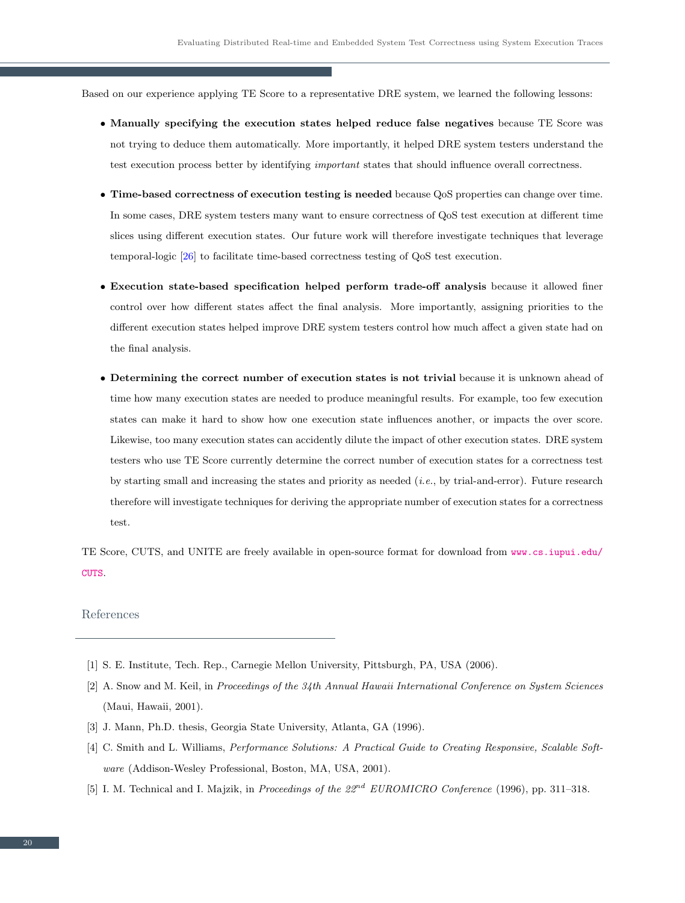Based on our experience applying TE Score to a representative DRE system, we learned the following lessons:

- **Manually specifying the execution states helped reduce false negatives** because TE Score was not trying to deduce them automatically. More importantly, it helped DRE system testers understand the test execution process better by identifying *important* states that should influence overall correctness.

- **Time-based correctness of execution testing is needed** because QoS properties can change over time. In some cases, DRE system testers many want to ensure correctness of QoS test execution at different time slices using different execution states. Our future work will therefore investigate techniques that leverage temporal-logic [26] to facilitate time-based correctness testing of QoS test execution.

- **Execution state-based specification helped perform trade-off analysis** because it allowed finer control over how different states affect the final analysis. More importantly, assigning priorities to the different execution states helped improve DRE system testers control how much affect a given state had on the final analysis.

- **Determining the correct number of execution states is not trivial** because it is unknown ahead of time how many execution states are needed to produce meaningful results. For example, too few execution states can make it hard to show how one execution state influences another, or impacts the over score. Likewise, too many execution states can accidently dilute the impact of other execution states. DRE system testers who use TE Score currently determine the correct number of execution states for a correctness test by starting small and increasing the states and priority as needed (*i.e.*, by trial-and-error). Future research therefore will investigate techniques for deriving the appropriate number of execution states for a correctness test.

TE Score, CUTS, and UNITE are freely available in open-source format for download from www.cs.iupui.edu/CUTS.

## References

[1] S. E. Institute, Tech. Rep., Carnegie Mellon University, Pittsburgh, PA, USA (2006).

[2] A. Snow and M. Keil, in *Proceedings of the 34th Annual Hawaii International Conference on System Sciences* (Maui, Hawaii, 2001).

[3] J. Mann, Ph.D. thesis, Georgia State University, Atlanta, GA (1996).

[4] C. Smith and L. Williams, *Performance Solutions: A Practical Guide to Creating Responsive, Scalable Software* (Addison-Wesley Professional, Boston, MA, USA, 2001).

[5] I. M. Technical and I. Majzik, in *Proceedings of the 22nd EUROMICRO Conference* (1996), pp. 311–318.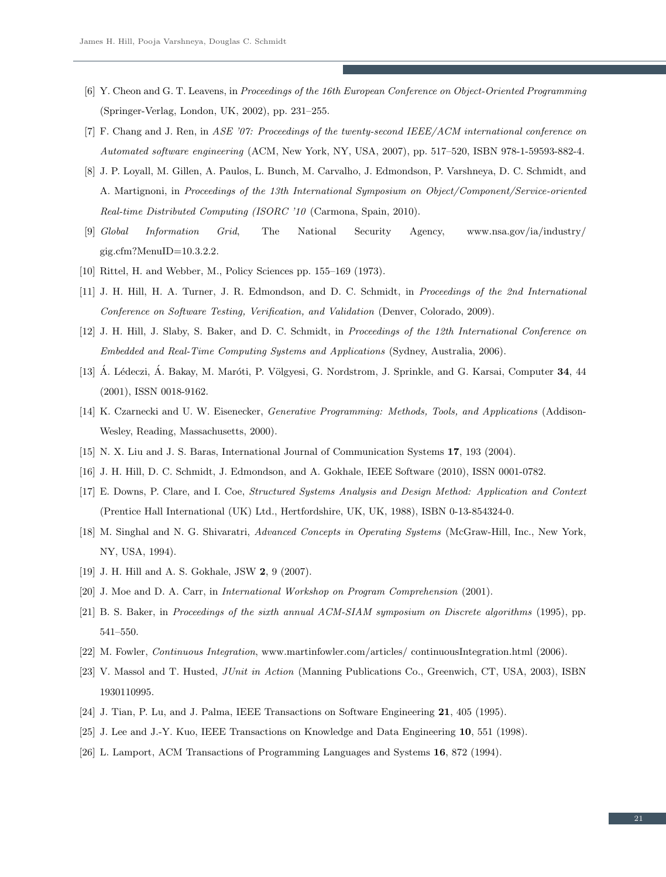[6] Y. Cheon and G. T. Leavens, in *Proceedings of the 16th European Conference on Object-Oriented Programming* (Springer-Verlag, London, UK, 2002), pp. 231–255.

[7] F. Chang and J. Ren, in *ASE '07: Proceedings of the twenty-second IEEE/ACM international conference on Automated software engineering* (ACM, New York, NY, USA, 2007), pp. 517–520, ISBN 978-1-59593-882-4.

[8] J. P. Loyall, M. Gillen, A. Paulos, L. Bunch, M. Carvalho, J. Edmondson, P. Varshneya, D. C. Schmidt, and A. Martignoni, in *Proceedings of the 13th International Symposium on Object/Component/Service-oriented Real-time Distributed Computing (ISORC '10* (Carmona, Spain, 2010).

[9] *Global Information Grid*, The National Security Agency, www.nsa.gov/ia/industry/gig.cfm?MenuID=10.3.2.2.

[10] Rittel, H. and Webber, M., Policy Sciences pp. 155–169 (1973).

[11] J. H. Hill, H. A. Turner, J. R. Edmondson, and D. C. Schmidt, in *Proceedings of the 2nd International Conference on Software Testing, Verification, and Validation* (Denver, Colorado, 2009).

[12] J. H. Hill, J. Slaby, S. Baker, and D. C. Schmidt, in *Proceedings of the 12th International Conference on Embedded and Real-Time Computing Systems and Applications* (Sydney, Australia, 2006).

[13] Á. Lédeczi, Á. Bakay, M. Maróti, P. Völgyesi, G. Nordstrom, J. Sprinkle, and G. Karsai, Computer **34**, 44 (2001), ISSN 0018-9162.

[14] K. Czarnecki and U. W. Eisenecker, *Generative Programming: Methods, Tools, and Applications* (Addison-Wesley, Reading, Massachusetts, 2000).

[15] N. X. Liu and J. S. Baras, International Journal of Communication Systems **17**, 193 (2004).

[16] J. H. Hill, D. C. Schmidt, J. Edmondson, and A. Gokhale, IEEE Software (2010), ISSN 0001-0782.

[17] E. Downs, P. Clare, and I. Coe, *Structured Systems Analysis and Design Method: Application and Context* (Prentice Hall International (UK) Ltd., Hertfordshire, UK, UK, 1988), ISBN 0-13-854324-0.

[18] M. Singhal and N. G. Shivaratri, *Advanced Concepts in Operating Systems* (McGraw-Hill, Inc., New York, NY, USA, 1994).

[19] J. H. Hill and A. S. Gokhale, JSW **2**, 9 (2007).

[20] J. Moe and D. A. Carr, in *International Workshop on Program Comprehension* (2001).

[21] B. S. Baker, in *Proceedings of the sixth annual ACM-SIAM symposium on Discrete algorithms* (1995), pp. 541–550.

[22] M. Fowler, *Continuous Integration*, www.martinfowler.com/articles/ continuousIntegration.html (2006).

[23] V. Massol and T. Husted, *JUnit in Action* (Manning Publications Co., Greenwich, CT, USA, 2003), ISBN 1930110995.

[24] J. Tian, P. Lu, and J. Palma, IEEE Transactions on Software Engineering **21**, 405 (1995).

[25] J. Lee and J.-Y. Kuo, IEEE Transactions on Knowledge and Data Engineering **10**, 551 (1998).

[26] L. Lamport, ACM Transactions of Programming Languages and Systems **16**, 872 (1994).